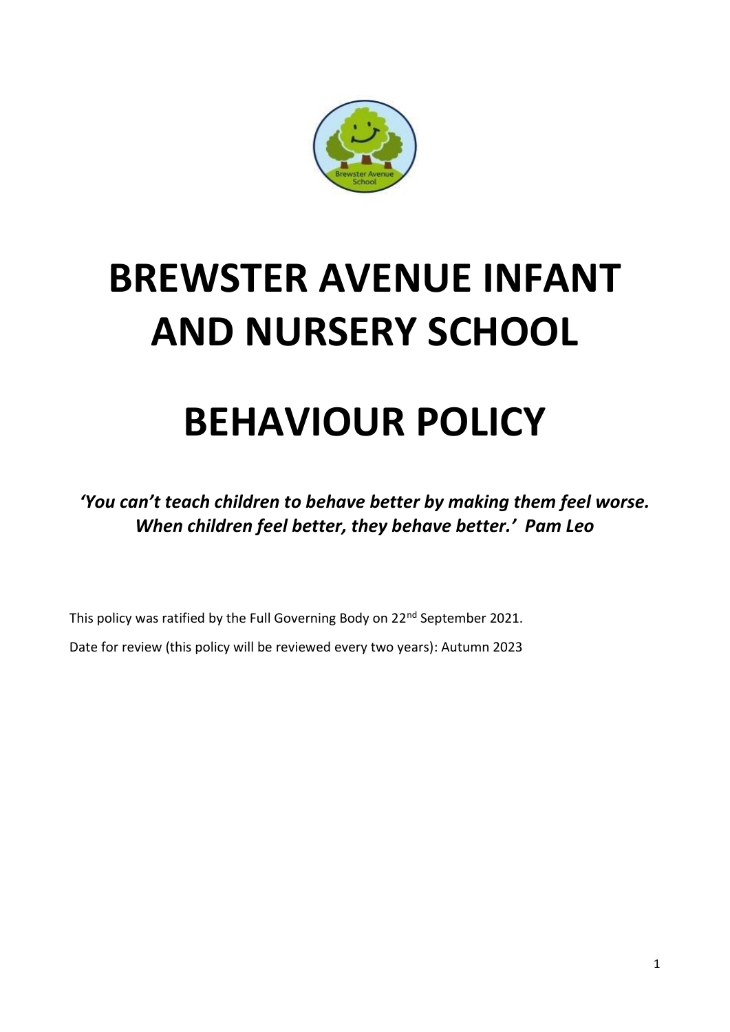# BREWSTER AVENUE INFANT AND NURSERY SCHOOL

# BEHAVIOUR POLICY

***'You can't teach children to behave better by making them feel worse. When children feel better, they behave better.' Pam Leo***

This policy was ratified by the Full Governing Body on 22nd September 2021.

Date for review (this policy will be reviewed every two years): Autumn 2023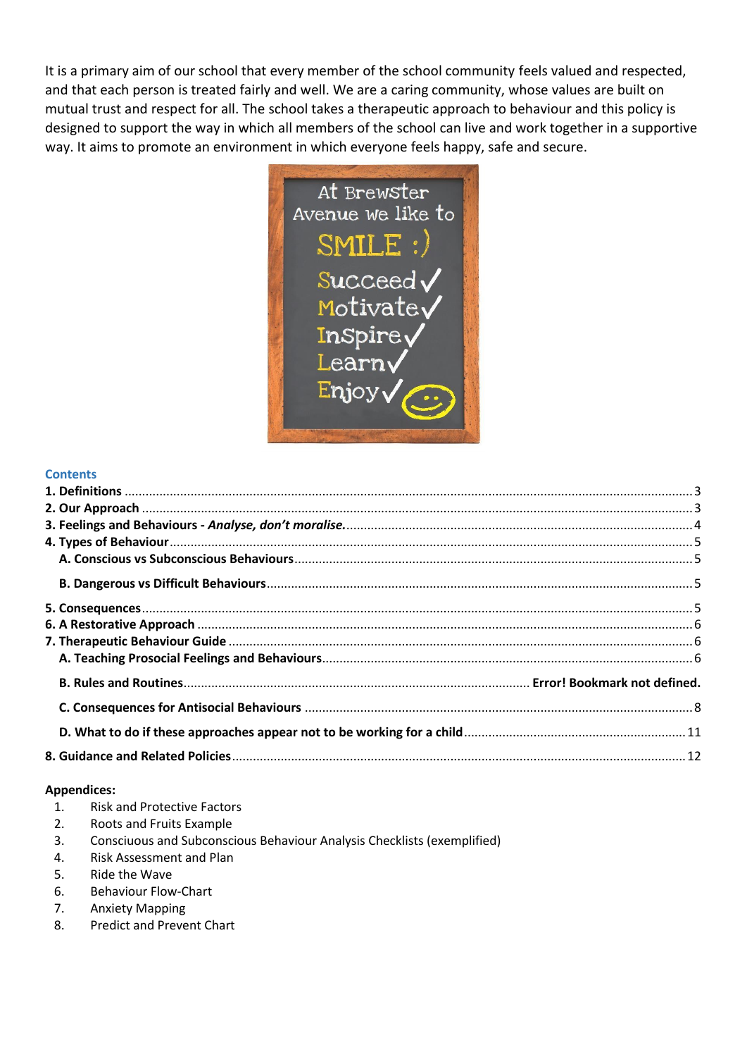It is a primary aim of our school that every member of the school community feels valued and respected, and that each person is treated fairly and well. We are a caring community, whose values are built on mutual trust and respect for all. The school takes a therapeutic approach to behaviour and this policy is designed to support the way in which all members of the school can live and work together in a supportive way. It aims to promote an environment in which everyone feels happy, safe and secure.

At Brewster Avenue we like to

SMILE :)

Succeed ✓
Motivate ✓
Inspire ✓
Learn ✓
Enjoy ✓

## Contents

**1. Definitions** .......... 3
**2. Our Approach** .......... 3
**3. Feelings and Behaviours - *Analyse, don't moralise.*** .......... 4
**4. Types of Behaviour** .......... 5
  **A. Conscious vs Subconscious Behaviours** .......... 5
  **B. Dangerous vs Difficult Behaviours** .......... 5
**5. Consequences** .......... 5
**6. A Restorative Approach** .......... 6
**7. Therapeutic Behaviour Guide** .......... 6
  **A. Teaching Prosocial Feelings and Behaviours** .......... 6
  **B. Rules and Routines** .......... **Error! Bookmark not defined.**
  **C. Consequences for Antisocial Behaviours** .......... 8
  **D. What to do if these approaches appear not to be working for a child** .......... 11
**8. Guidance and Related Policies** .......... 12

**Appendices:**

1. Risk and Protective Factors
2. Roots and Fruits Example
3. Consciuous and Subconscious Behaviour Analysis Checklists (exemplified)
4. Risk Assessment and Plan
5. Ride the Wave
6. Behaviour Flow-Chart
7. Anxiety Mapping
8. Predict and Prevent Chart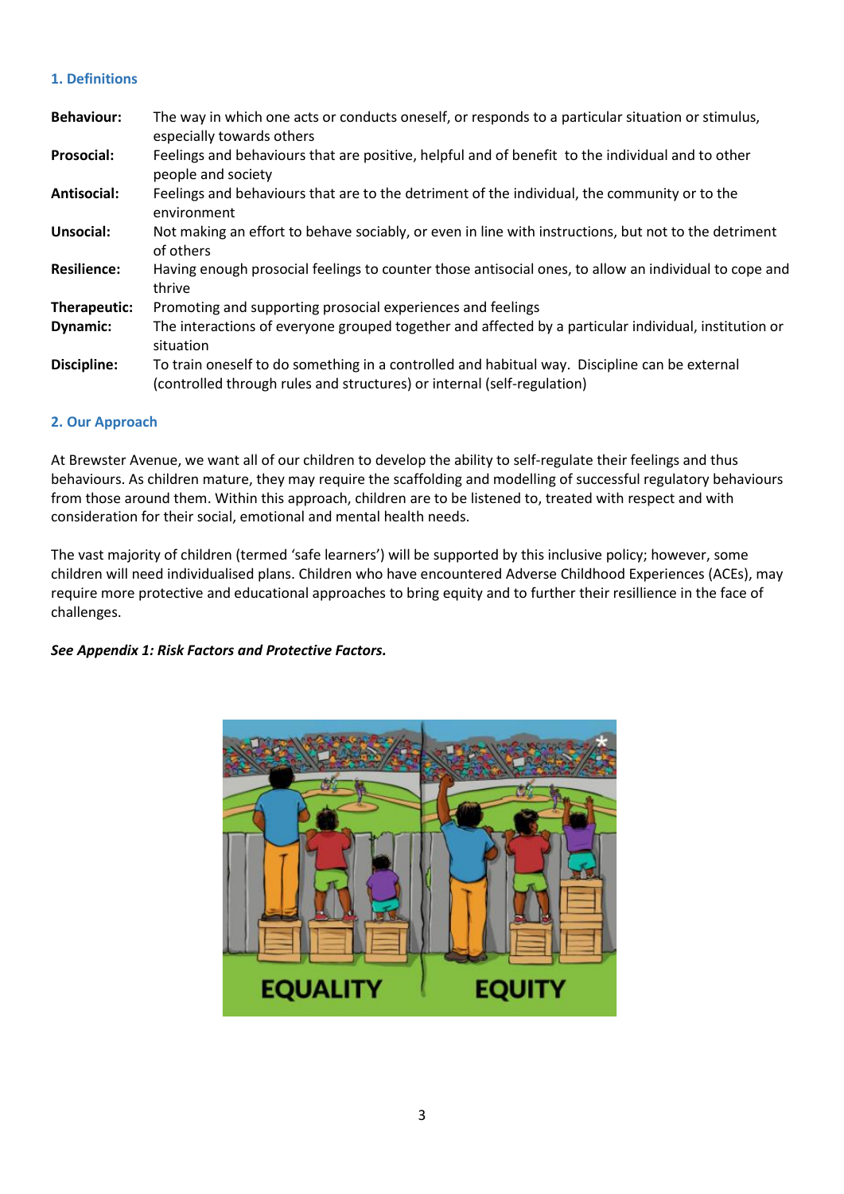### 1. Definitions

| | |
|---|---|
| **Behaviour:** | The way in which one acts or conducts oneself, or responds to a particular situation or stimulus, especially towards others |
| **Prosocial:** | Feelings and behaviours that are positive, helpful and of benefit to the individual and to other people and society |
| **Antisocial:** | Feelings and behaviours that are to the detriment of the individual, the community or to the environment |
| **Unsocial:** | Not making an effort to behave sociably, or even in line with instructions, but not to the detriment of others |
| **Resilience:** | Having enough prosocial feelings to counter those antisocial ones, to allow an individual to cope and thrive |
| **Therapeutic:** | Promoting and supporting prosocial experiences and feelings |
| **Dynamic:** | The interactions of everyone grouped together and affected by a particular individual, institution or situation |
| **Discipline:** | To train oneself to do something in a controlled and habitual way. Discipline can be external (controlled through rules and structures) or internal (self-regulation) |

### 2. Our Approach

At Brewster Avenue, we want all of our children to develop the ability to self-regulate their feelings and thus behaviours. As children mature, they may require the scaffolding and modelling of successful regulatory behaviours from those around them. Within this approach, children are to be listened to, treated with respect and with consideration for their social, emotional and mental health needs.

The vast majority of children (termed 'safe learners') will be supported by this inclusive policy; however, some children will need individualised plans. Children who have encountered Adverse Childhood Experiences (ACEs), may require more protective and educational approaches to bring equity and to further their resillience in the face of challenges.

***See Appendix 1: Risk Factors and Protective Factors.***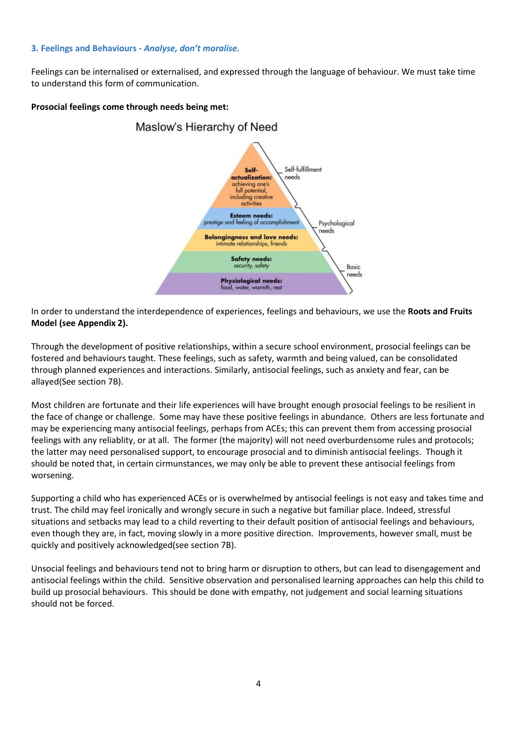### 3. Feelings and Behaviours - *Analyse, don't moralise.*

Feelings can be internalised or externalised, and expressed through the language of behaviour. We must take time to understand this form of communication.

**Prosocial feelings come through needs being met:**

Maslow's Hierarchy of Need

- **Self-actualization:** achieving one's full potential, including creative activities — Self-fulfillment needs
- **Esteem needs:** prestige and feeling of accomplishment — Psychological needs
- **Belongingness and love needs:** intimate relationships, friends — Psychological needs
- **Safety needs:** security, safety — Basic needs
- **Physiological needs:** food, water, warmth, rest — Basic needs

In order to understand the interdependence of experiences, feelings and behaviours, we use the **Roots and Fruits Model (see Appendix 2).**

Through the development of positive relationships, within a secure school environment, prosocial feelings can be fostered and behaviours taught. These feelings, such as safety, warmth and being valued, can be consolidated through planned experiences and interactions. Similarly, antisocial feelings, such as anxiety and fear, can be allayed(See section 7B).

Most children are fortunate and their life experiences will have brought enough prosocial feelings to be resilient in the face of change or challenge. Some may have these positive feelings in abundance. Others are less fortunate and may be experiencing many antisocial feelings, perhaps from ACEs; this can prevent them from accessing prosocial feelings with any reliablity, or at all. The former (the majority) will not need overburdensome rules and protocols; the latter may need personalised support, to encourage prosocial and to diminish antisocial feelings. Though it should be noted that, in certain cirmunstances, we may only be able to prevent these antisocial feelings from worsening.

Supporting a child who has experienced ACEs or is overwhelmed by antisocial feelings is not easy and takes time and trust. The child may feel ironically and wrongly secure in such a negative but familiar place. Indeed, stressful situations and setbacks may lead to a child reverting to their default position of antisocial feelings and behaviours, even though they are, in fact, moving slowly in a more positive direction. Improvements, however small, must be quickly and positively acknowledged(see section 7B).

Unsocial feelings and behaviours tend not to bring harm or disruption to others, but can lead to disengagement and antisocial feelings within the child. Sensitive observation and personalised learning approaches can help this child to build up prosocial behaviours. This should be done with empathy, not judgement and social learning situations should not be forced.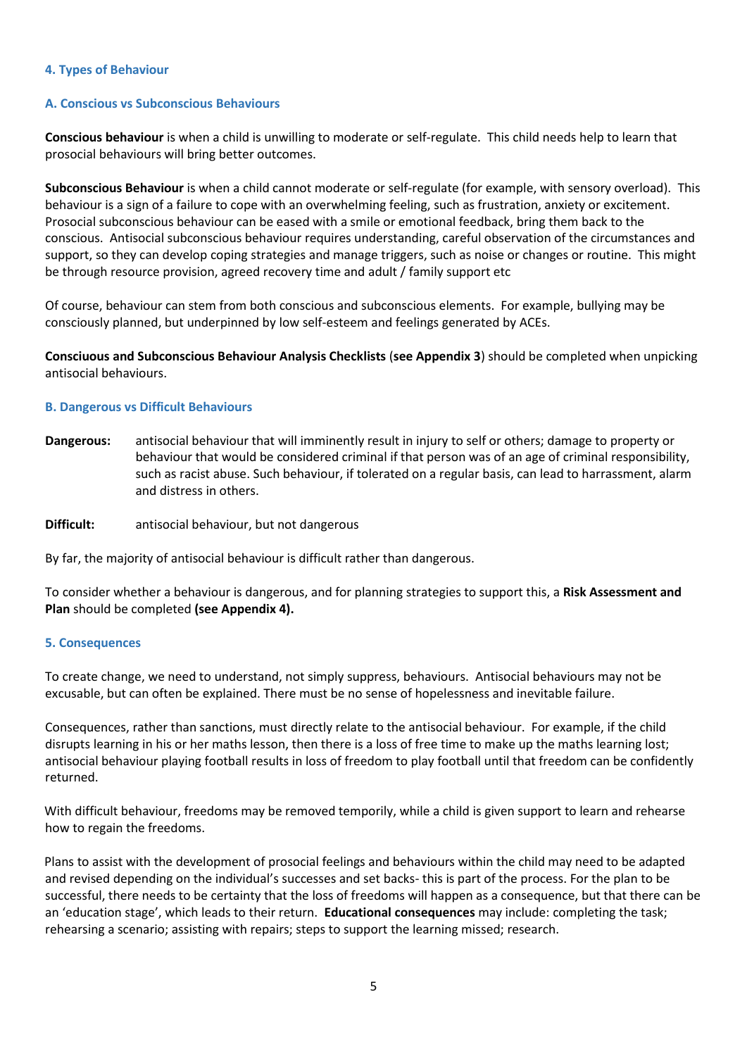## 4. Types of Behaviour

### A. Conscious vs Subconscious Behaviours

**Conscious behaviour** is when a child is unwilling to moderate or self-regulate. This child needs help to learn that prosocial behaviours will bring better outcomes.

**Subconscious Behaviour** is when a child cannot moderate or self-regulate (for example, with sensory overload). This behaviour is a sign of a failure to cope with an overwhelming feeling, such as frustration, anxiety or excitement. Prosocial subconscious behaviour can be eased with a smile or emotional feedback, bring them back to the conscious. Antisocial subconscious behaviour requires understanding, careful observation of the circumstances and support, so they can develop coping strategies and manage triggers, such as noise or changes or routine. This might be through resource provision, agreed recovery time and adult / family support etc

Of course, behaviour can stem from both conscious and subconscious elements. For example, bullying may be consciously planned, but underpinned by low self-esteem and feelings generated by ACEs.

**Consciuous and Subconscious Behaviour Analysis Checklists** (**see Appendix 3**) should be completed when unpicking antisocial behaviours.

### B. Dangerous vs Difficult Behaviours

**Dangerous:** antisocial behaviour that will imminently result in injury to self or others; damage to property or behaviour that would be considered criminal if that person was of an age of criminal responsibility, such as racist abuse. Such behaviour, if tolerated on a regular basis, can lead to harrassment, alarm and distress in others.

**Difficult:** antisocial behaviour, but not dangerous

By far, the majority of antisocial behaviour is difficult rather than dangerous.

To consider whether a behaviour is dangerous, and for planning strategies to support this, a **Risk Assessment and Plan** should be completed **(see Appendix 4).**

## 5. Consequences

To create change, we need to understand, not simply suppress, behaviours. Antisocial behaviours may not be excusable, but can often be explained. There must be no sense of hopelessness and inevitable failure.

Consequences, rather than sanctions, must directly relate to the antisocial behaviour. For example, if the child disrupts learning in his or her maths lesson, then there is a loss of free time to make up the maths learning lost; antisocial behaviour playing football results in loss of freedom to play football until that freedom can be confidently returned.

With difficult behaviour, freedoms may be removed temporily, while a child is given support to learn and rehearse how to regain the freedoms.

Plans to assist with the development of prosocial feelings and behaviours within the child may need to be adapted and revised depending on the individual's successes and set backs- this is part of the process. For the plan to be successful, there needs to be certainty that the loss of freedoms will happen as a consequence, but that there can be an 'education stage', which leads to their return. **Educational consequences** may include: completing the task; rehearsing a scenario; assisting with repairs; steps to support the learning missed; research.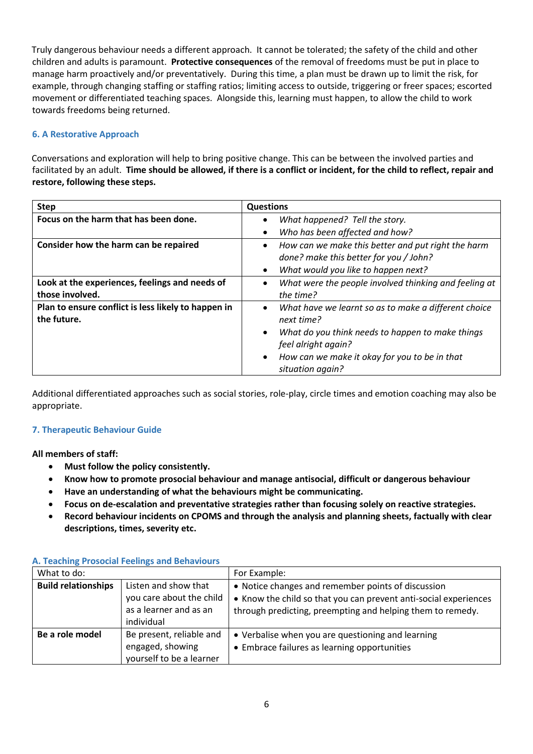Truly dangerous behaviour needs a different approach. It cannot be tolerated; the safety of the child and other children and adults is paramount. **Protective consequences** of the removal of freedoms must be put in place to manage harm proactively and/or preventatively. During this time, a plan must be drawn up to limit the risk, for example, through changing staffing or staffing ratios; limiting access to outside, triggering or freer spaces; escorted movement or differentiated teaching spaces. Alongside this, learning must happen, to allow the child to work towards freedoms being returned.

## 6. A Restorative Approach

Conversations and exploration will help to bring positive change. This can be between the involved parties and facilitated by an adult. **Time should be allowed, if there is a conflict or incident, for the child to reflect, repair and restore, following these steps.**

| Step | Questions |
|---|---|
| **Focus on the harm that has been done.** | • *What happened? Tell the story.*<br>• *Who has been affected and how?* |
| **Consider how the harm can be repaired** | • *How can we make this better and put right the harm done? make this better for you / John?*<br>• *What would you like to happen next?* |
| **Look at the experiences, feelings and needs of those involved.** | • *What were the people involved thinking and feeling at the time?* |
| **Plan to ensure conflict is less likely to happen in the future.** | • *What have we learnt so as to make a different choice next time?*<br>• *What do you think needs to happen to make things feel alright again?*<br>• *How can we make it okay for you to be in that situation again?* |

Additional differentiated approaches such as social stories, role-play, circle times and emotion coaching may also be appropriate.

## 7. Therapeutic Behaviour Guide

**All members of staff:**

- **Must follow the policy consistently.**
- **Know how to promote prosocial behaviour and manage antisocial, difficult or dangerous behaviour**
- **Have an understanding of what the behaviours might be communicating.**
- **Focus on de-escalation and preventative strategies rather than focusing solely on reactive strategies.**
- **Record behaviour incidents on CPOMS and through the analysis and planning sheets, factually with clear descriptions, times, severity etc.**

### A. Teaching Prosocial Feelings and Behaviours

| What to do: | | For Example: |
|---|---|---|
| **Build relationships** | Listen and show that you care about the child as a learner and as an individual | • Notice changes and remember points of discussion<br>• Know the child so that you can prevent anti-social experiences through predicting, preempting and helping them to remedy. |
| **Be a role model** | Be present, reliable and engaged, showing yourself to be a learner | • Verbalise when you are questioning and learning<br>• Embrace failures as learning opportunities |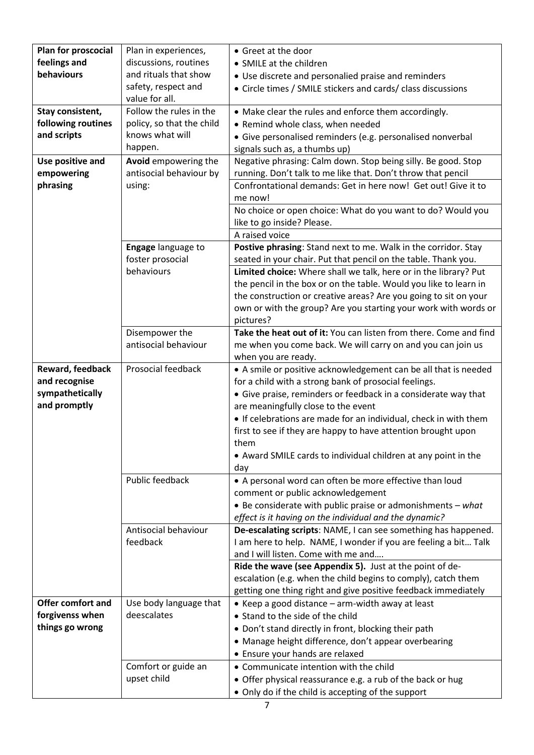| | | |
|---|---|---|
| **Plan for proscocial feelings and behaviours** | Plan in experiences, discussions, routines and rituals that show safety, respect and value for all. | • Greet at the door<br>• SMILE at the children<br>• Use discrete and personalied praise and reminders<br>• Circle times / SMILE stickers and cards/ class discussions |
| **Stay consistent, following routines and scripts** | Follow the rules in the policy, so that the child knows what will happen. | • Make clear the rules and enforce them accordingly.<br>• Remind whole class, when needed<br>• Give personalised reminders (e.g. personalised nonverbal signals such as, a thumbs up) |
| **Use positive and empowering phrasing** | **Avoid** empowering the antisocial behaviour by using: | Negative phrasing: Calm down. Stop being silly. Be good. Stop running. Don't talk to me like that. Don't throw that pencil |
| | | Confrontational demands: Get in here now! Get out! Give it to me now! |
| | | No choice or open choice: What do you want to do? Would you like to go inside? Please. |
| | | A raised voice |
| | **Engage** language to foster prosocial behaviours | **Postive phrasing**: Stand next to me. Walk in the corridor. Stay seated in your chair. Put that pencil on the table. Thank you. |
| | | **Limited choice:** Where shall we talk, here or in the library? Put the pencil in the box or on the table. Would you like to learn in the construction or creative areas? Are you going to sit on your own or with the group? Are you starting your work with words or pictures? |
| | Disempower the antisocial behaviour | **Take the heat out of it:** You can listen from there. Come and find me when you come back. We will carry on and you can join us when you are ready. |
| **Reward, feedback and recognise sympathetically and promptly** | Prosocial feedback | • A smile or positive acknowledgement can be all that is needed for a child with a strong bank of prosocial feelings.<br>• Give praise, reminders or feedback in a considerate way that are meaningfully close to the event<br>• If celebrations are made for an individual, check in with them first to see if they are happy to have attention brought upon them<br>• Award SMILE cards to individual children at any point in the day |
| | Public feedback | • A personal word can often be more effective than loud comment or public acknowledgement<br>• Be considerate with public praise or admonishments – *what effect is it having on the individual and the dynamic?* |
| | Antisocial behaviour feedback | **De-escalating scripts**: NAME, I can see something has happened. I am here to help. NAME, I wonder if you are feeling a bit… Talk and I will listen. Come with me and…. |
| | | **Ride the wave (see Appendix 5).** Just at the point of de-escalation (e.g. when the child begins to comply), catch them getting one thing right and give positive feedback immediately |
| **Offer comfort and forgivenss when things go wrong** | Use body language that deescalates | • Keep a good distance – arm-width away at least<br>• Stand to the side of the child<br>• Don't stand directly in front, blocking their path<br>• Manage height difference, don't appear overbearing<br>• Ensure your hands are relaxed |
| | Comfort or guide an upset child | • Communicate intention with the child<br>• Offer physical reassurance e.g. a rub of the back or hug<br>• Only do if the child is accepting of the support |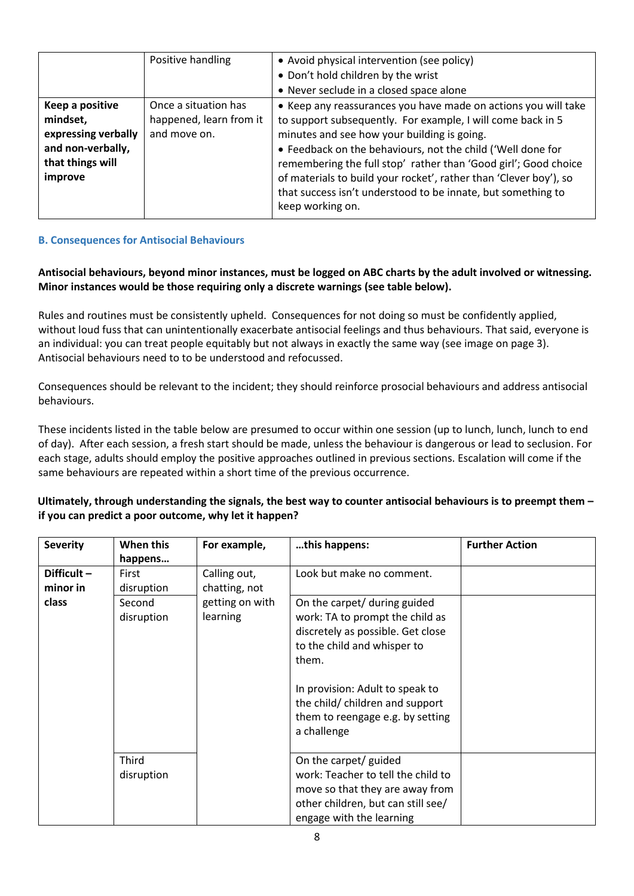| | | |
|---|---|---|
| | Positive handling | • Avoid physical intervention (see policy)<br>• Don't hold children by the wrist<br>• Never seclude in a closed space alone |
| **Keep a positive mindset, expressing verbally and non-verbally, that things will improve** | Once a situation has happened, learn from it and move on. | • Keep any reassurances you have made on actions you will take to support subsequently. For example, I will come back in 5 minutes and see how your building is going.<br>• Feedback on the behaviours, not the child ('Well done for remembering the full stop' rather than 'Good girl'; Good choice of materials to build your rocket', rather than 'Clever boy'), so that success isn't understood to be innate, but something to keep working on. |

### B. Consequences for Antisocial Behaviours

**Antisocial behaviours, beyond minor instances, must be logged on ABC charts by the adult involved or witnessing. Minor instances would be those requiring only a discrete warnings (see table below).**

Rules and routines must be consistently upheld. Consequences for not doing so must be confidently applied, without loud fuss that can unintentionally exacerbate antisocial feelings and thus behaviours. That said, everyone is an individual: you can treat people equitably but not always in exactly the same way (see image on page 3). Antisocial behaviours need to to be understood and refocussed.

Consequences should be relevant to the incident; they should reinforce prosocial behaviours and address antisocial behaviours.

These incidents listed in the table below are presumed to occur within one session (up to lunch, lunch, lunch to end of day). After each session, a fresh start should be made, unless the behaviour is dangerous or lead to seclusion. For each stage, adults should employ the positive approaches outlined in previous sections. Escalation will come if the same behaviours are repeated within a short time of the previous occurrence.

**Ultimately, through understanding the signals, the best way to counter antisocial behaviours is to preempt them – if you can predict a poor outcome, why let it happen?**

| Severity | When this happens… | For example, | …this happens: | Further Action |
|---|---|---|---|---|
| **Difficult – minor in class** | First disruption | Calling out, chatting, not getting on with learning | Look but make no comment. | |
| | Second disruption | | On the carpet/ during guided work: TA to prompt the child as discretely as possible. Get close to the child and whisper to them.<br><br>In provision: Adult to speak to the child/ children and support them to reengage e.g. by setting a challenge | |
| | Third disruption | | On the carpet/ guided work: Teacher to tell the child to move so that they are away from other children, but can still see/ engage with the learning | |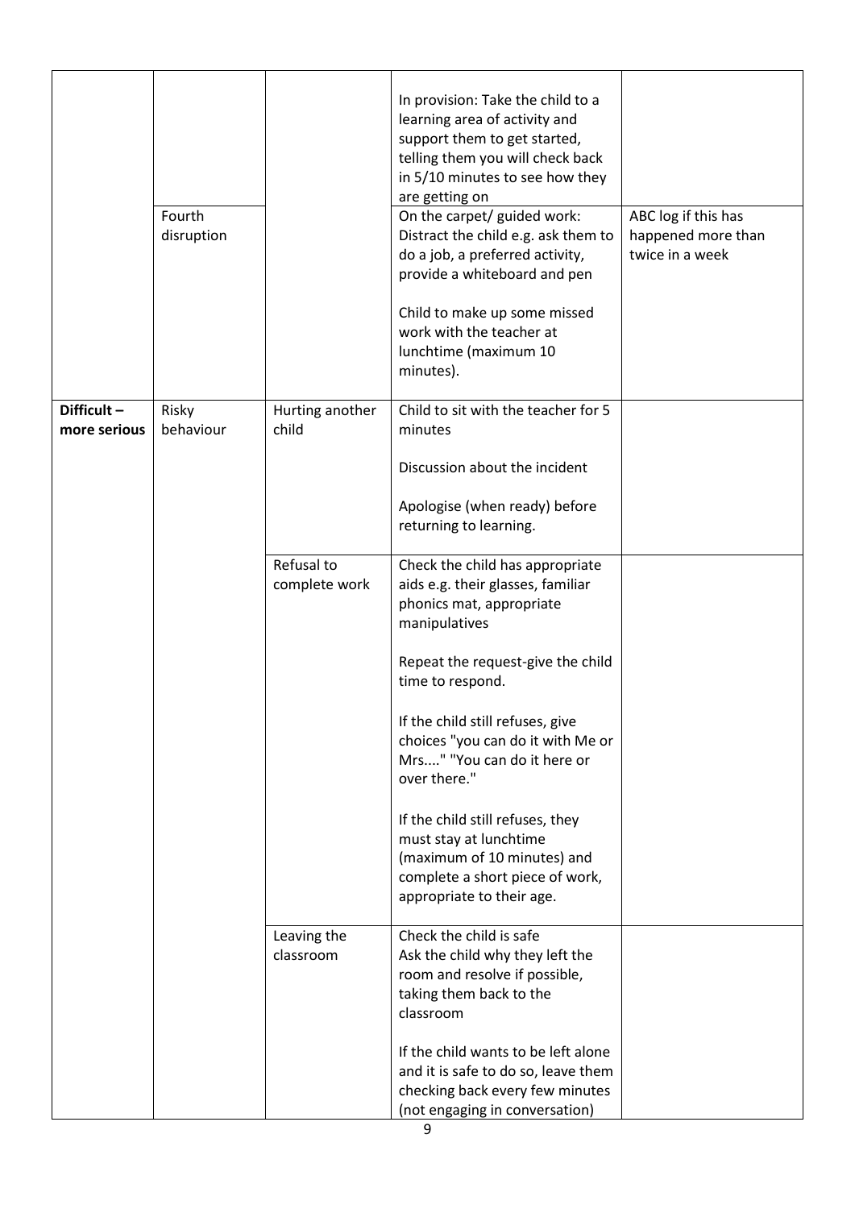|  |  |  |  |  |
| --- | --- | --- | --- | --- |
|  | Fourth disruption |  | In provision: Take the child to a learning area of activity and support them to get started, telling them you will check back in 5/10 minutes to see how they are getting on<br><br>On the carpet/ guided work: Distract the child e.g. ask them to do a job, a preferred activity, provide a whiteboard and pen<br><br>Child to make up some missed work with the teacher at lunchtime (maximum 10 minutes). | ABC log if this has happened more than twice in a week |
| **Difficult – more serious** | Risky behaviour | Hurting another child | Child to sit with the teacher for 5 minutes<br><br>Discussion about the incident<br><br>Apologise (when ready) before returning to learning. |  |
|  |  | Refusal to complete work | Check the child has appropriate aids e.g. their glasses, familiar phonics mat, appropriate manipulatives<br><br>Repeat the request-give the child time to respond.<br><br>If the child still refuses, give choices "you can do it with Me or Mrs...." "You can do it here or over there."<br><br>If the child still refuses, they must stay at lunchtime (maximum of 10 minutes) and complete a short piece of work, appropriate to their age. |  |
|  |  | Leaving the classroom | Check the child is safe<br>Ask the child why they left the room and resolve if possible, taking them back to the classroom<br><br>If the child wants to be left alone and it is safe to do so, leave them checking back every few minutes (not engaging in conversation) |  |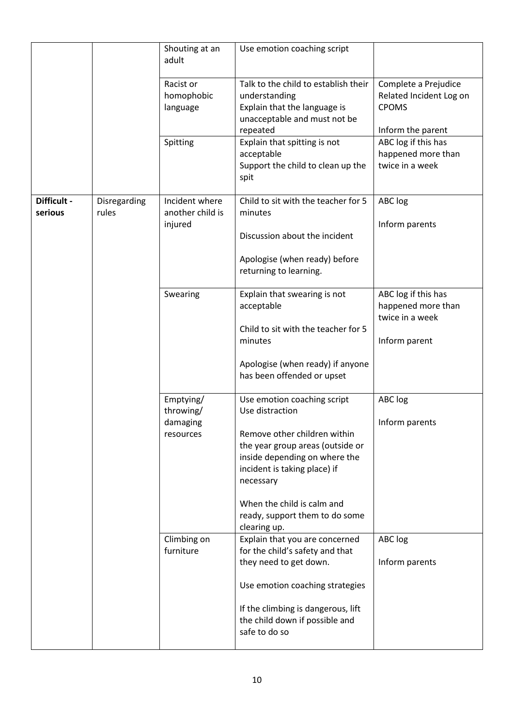| | | | | |
|---|---|---|---|---|
| | | Shouting at an adult | Use emotion coaching script | |
| | | Racist or homophobic language | Talk to the child to establish their understanding<br>Explain that the language is unacceptable and must not be repeated | Complete a Prejudice Related Incident Log on CPOMS<br><br>Inform the parent |
| | | Spitting | Explain that spitting is not acceptable<br>Support the child to clean up the spit | ABC log if this has happened more than twice in a week |
| **Difficult - serious** | Disregarding rules | Incident where another child is injured | Child to sit with the teacher for 5 minutes<br><br>Discussion about the incident<br><br>Apologise (when ready) before returning to learning. | ABC log<br><br>Inform parents |
| | | Swearing | Explain that swearing is not acceptable<br><br>Child to sit with the teacher for 5 minutes<br><br>Apologise (when ready) if anyone has been offended or upset | ABC log if this has happened more than twice in a week<br><br>Inform parent |
| | | Emptying/ throwing/ damaging resources | Use emotion coaching script<br>Use distraction<br><br>Remove other children within the year group areas (outside or inside depending on where the incident is taking place) if necessary<br><br>When the child is calm and ready, support them to do some clearing up. | ABC log<br><br>Inform parents |
| | | Climbing on furniture | Explain that you are concerned for the child's safety and that they need to get down.<br><br>Use emotion coaching strategies<br><br>If the climbing is dangerous, lift the child down if possible and safe to do so | ABC log<br><br>Inform parents |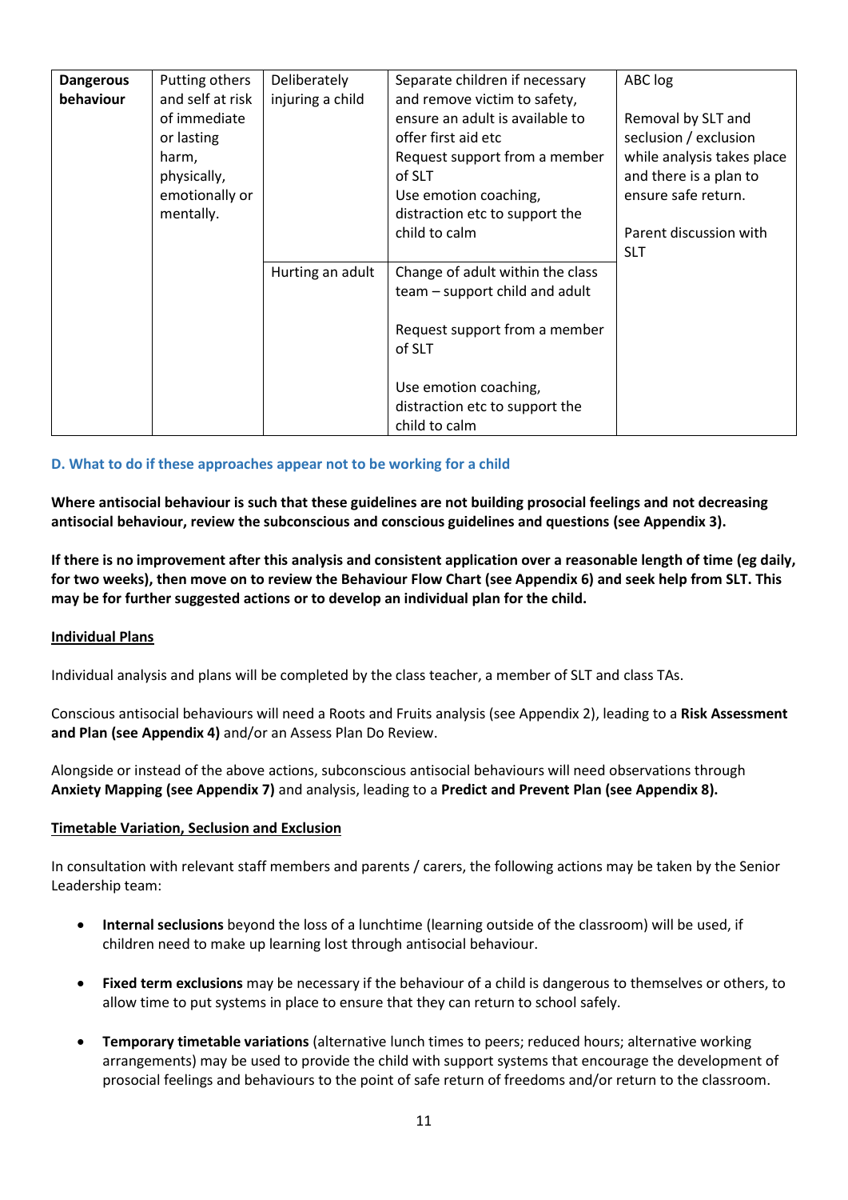| Dangerous behaviour | Putting others and self at risk of immediate or lasting harm, physically, emotionally or mentally. | Deliberately injuring a child | Separate children if necessary and remove victim to safety, ensure an adult is available to offer first aid etc<br>Request support from a member of SLT<br>Use emotion coaching, distraction etc to support the child to calm | ABC log<br><br>Removal by SLT and seclusion / exclusion while analysis takes place and there is a plan to ensure safe return.<br><br>Parent discussion with SLT |
|---|---|---|---|---|
| | | Hurting an adult | Change of adult within the class team – support child and adult<br><br>Request support from a member of SLT<br><br>Use emotion coaching, distraction etc to support the child to calm | |

### D. What to do if these approaches appear not to be working for a child

**Where antisocial behaviour is such that these guidelines are not building prosocial feelings and not decreasing antisocial behaviour, review the subconscious and conscious guidelines and questions (see Appendix 3).**

**If there is no improvement after this analysis and consistent application over a reasonable length of time (eg daily, for two weeks), then move on to review the Behaviour Flow Chart (see Appendix 6) and seek help from SLT. This may be for further suggested actions or to develop an individual plan for the child.**

<u>**Individual Plans**</u>

Individual analysis and plans will be completed by the class teacher, a member of SLT and class TAs.

Conscious antisocial behaviours will need a Roots and Fruits analysis (see Appendix 2), leading to a **Risk Assessment and Plan (see Appendix 4)** and/or an Assess Plan Do Review.

Alongside or instead of the above actions, subconscious antisocial behaviours will need observations through **Anxiety Mapping (see Appendix 7)** and analysis, leading to a **Predict and Prevent Plan (see Appendix 8).**

<u>**Timetable Variation, Seclusion and Exclusion**</u>

In consultation with relevant staff members and parents / carers, the following actions may be taken by the Senior Leadership team:

- **Internal seclusions** beyond the loss of a lunchtime (learning outside of the classroom) will be used, if children need to make up learning lost through antisocial behaviour.

- **Fixed term exclusions** may be necessary if the behaviour of a child is dangerous to themselves or others, to allow time to put systems in place to ensure that they can return to school safely.

- **Temporary timetable variations** (alternative lunch times to peers; reduced hours; alternative working arrangements) may be used to provide the child with support systems that encourage the development of prosocial feelings and behaviours to the point of safe return of freedoms and/or return to the classroom.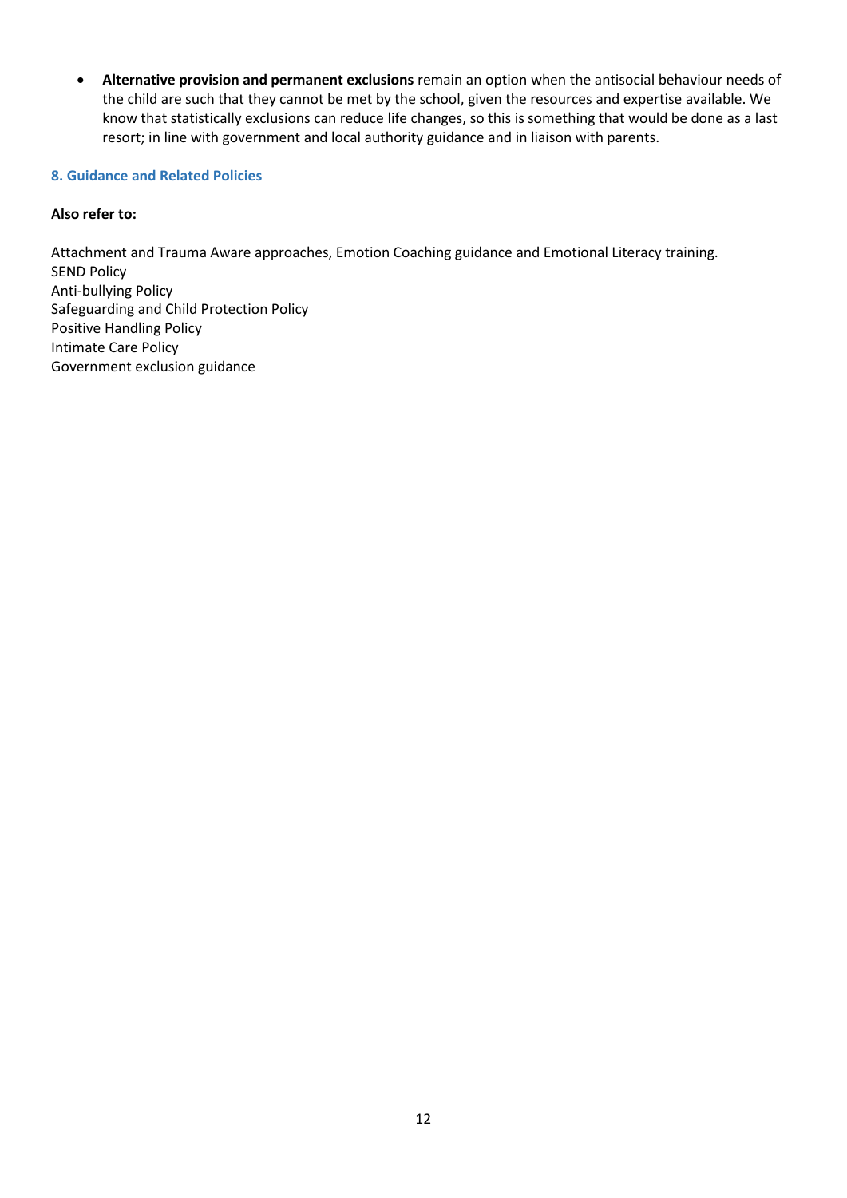- **Alternative provision and permanent exclusions** remain an option when the antisocial behaviour needs of the child are such that they cannot be met by the school, given the resources and expertise available. We know that statistically exclusions can reduce life changes, so this is something that would be done as a last resort; in line with government and local authority guidance and in liaison with parents.

## 8. Guidance and Related Policies

**Also refer to:**

Attachment and Trauma Aware approaches, Emotion Coaching guidance and Emotional Literacy training.
SEND Policy
Anti-bullying Policy
Safeguarding and Child Protection Policy
Positive Handling Policy
Intimate Care Policy
Government exclusion guidance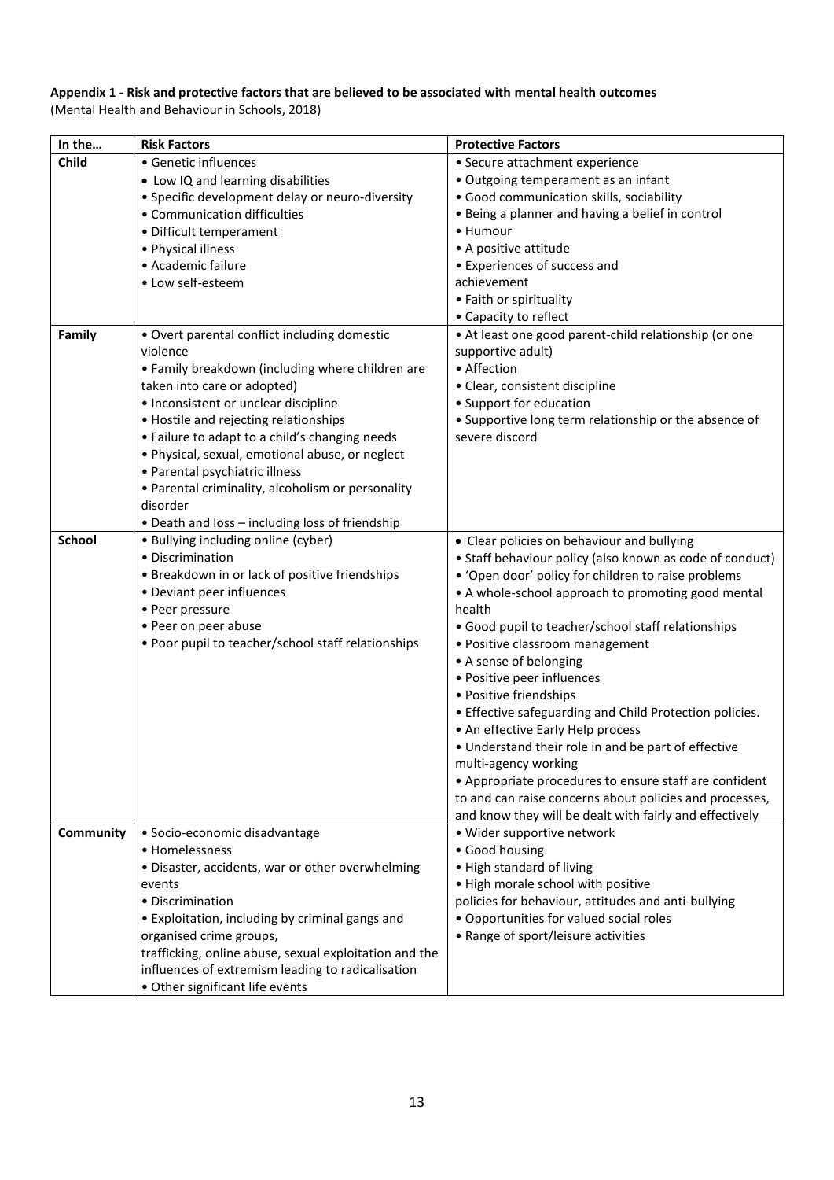**Appendix 1 - Risk and protective factors that are believed to be associated with mental health outcomes**
(Mental Health and Behaviour in Schools, 2018)

| In the… | Risk Factors | Protective Factors |
|---|---|---|
| **Child** | • Genetic influences<br>• Low IQ and learning disabilities<br>• Specific development delay or neuro-diversity<br>• Communication difficulties<br>• Difficult temperament<br>• Physical illness<br>• Academic failure<br>• Low self-esteem | • Secure attachment experience<br>• Outgoing temperament as an infant<br>• Good communication skills, sociability<br>• Being a planner and having a belief in control<br>• Humour<br>• A positive attitude<br>• Experiences of success and achievement<br>• Faith or spirituality<br>• Capacity to reflect |
| **Family** | • Overt parental conflict including domestic violence<br>• Family breakdown (including where children are taken into care or adopted)<br>• Inconsistent or unclear discipline<br>• Hostile and rejecting relationships<br>• Failure to adapt to a child's changing needs<br>• Physical, sexual, emotional abuse, or neglect<br>• Parental psychiatric illness<br>• Parental criminality, alcoholism or personality disorder<br>• Death and loss – including loss of friendship | • At least one good parent-child relationship (or one supportive adult)<br>• Affection<br>• Clear, consistent discipline<br>• Support for education<br>• Supportive long term relationship or the absence of severe discord |
| **School** | • Bullying including online (cyber)<br>• Discrimination<br>• Breakdown in or lack of positive friendships<br>• Deviant peer influences<br>• Peer pressure<br>• Peer on peer abuse<br>• Poor pupil to teacher/school staff relationships | • Clear policies on behaviour and bullying<br>• Staff behaviour policy (also known as code of conduct)<br>• 'Open door' policy for children to raise problems<br>• A whole-school approach to promoting good mental health<br>• Good pupil to teacher/school staff relationships<br>• Positive classroom management<br>• A sense of belonging<br>• Positive peer influences<br>• Positive friendships<br>• Effective safeguarding and Child Protection policies.<br>• An effective Early Help process<br>• Understand their role in and be part of effective multi-agency working<br>• Appropriate procedures to ensure staff are confident to and can raise concerns about policies and processes, and know they will be dealt with fairly and effectively |
| **Community** | • Socio-economic disadvantage<br>• Homelessness<br>• Disaster, accidents, war or other overwhelming events<br>• Discrimination<br>• Exploitation, including by criminal gangs and organised crime groups, trafficking, online abuse, sexual exploitation and the influences of extremism leading to radicalisation<br>• Other significant life events | • Wider supportive network<br>• Good housing<br>• High standard of living<br>• High morale school with positive policies for behaviour, attitudes and anti-bullying<br>• Opportunities for valued social roles<br>• Range of sport/leisure activities |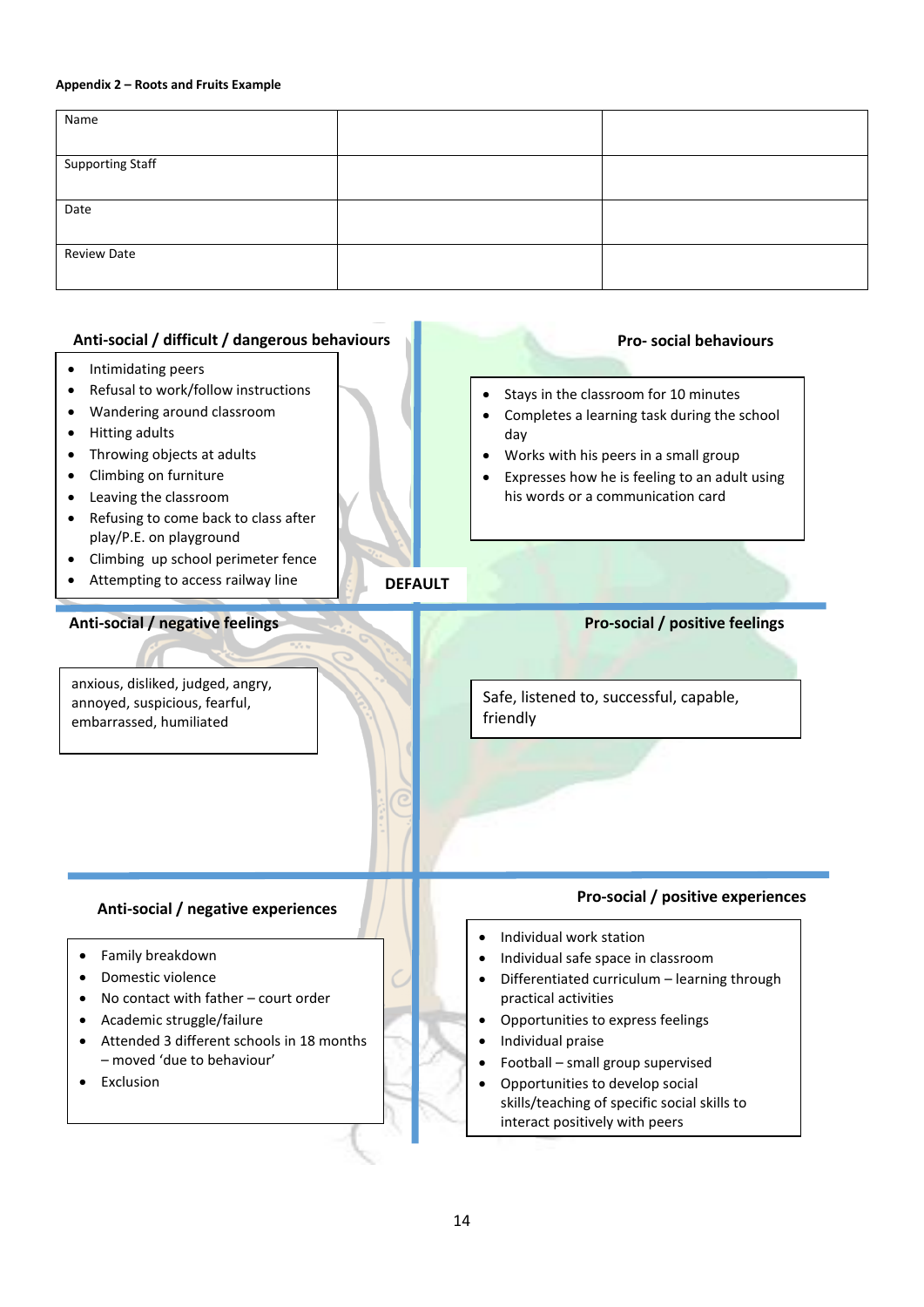**Appendix 2 – Roots and Fruits Example**

| Name | | |
|---|---|---|
| Supporting Staff | | |
| Date | | |
| Review Date | | |

### Anti-social / difficult / dangerous behaviours

- Intimidating peers
- Refusal to work/follow instructions
- Wandering around classroom
- Hitting adults
- Throwing objects at adults
- Climbing on furniture
- Leaving the classroom
- Refusing to come back to class after play/P.E. on playground
- Climbing up school perimeter fence
- Attempting to access railway line

### Pro- social behaviours

- Stays in the classroom for 10 minutes
- Completes a learning task during the school day
- Works with his peers in a small group
- Expresses how he is feeling to an adult using his words or a communication card

**DEFAULT**

### Anti-social / negative feelings

anxious, disliked, judged, angry, annoyed, suspicious, fearful, embarrassed, humiliated

### Pro-social / positive feelings

Safe, listened to, successful, capable, friendly

### Anti-social / negative experiences

- Family breakdown
- Domestic violence
- No contact with father – court order
- Academic struggle/failure
- Attended 3 different schools in 18 months – moved 'due to behaviour'
- Exclusion

### Pro-social / positive experiences

- Individual work station
- Individual safe space in classroom
- Differentiated curriculum – learning through practical activities
- Opportunities to express feelings
- Individual praise
- Football – small group supervised
- Opportunities to develop social skills/teaching of specific social skills to interact positively with peers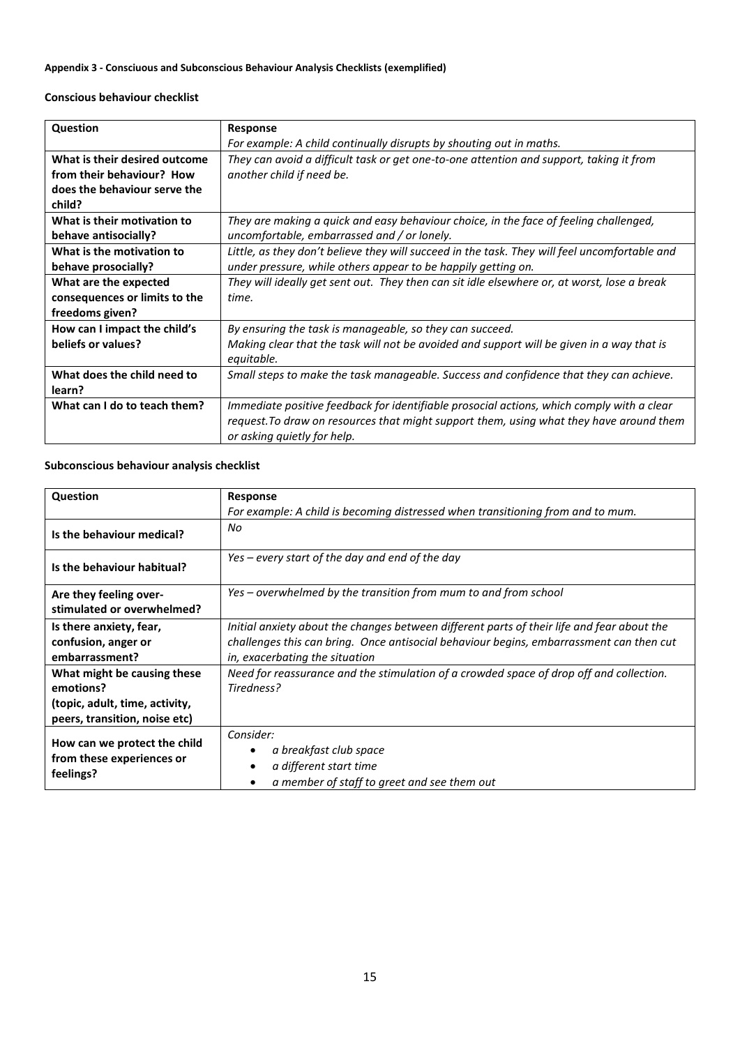**Appendix 3 - Consciuous and Subconscious Behaviour Analysis Checklists (exemplified)**

**Conscious behaviour checklist**

| **Question** | **Response**<br>*For example: A child continually disrupts by shouting out in maths.* |
|---|---|
| **What is their desired outcome from their behaviour? How does the behaviour serve the child?** | *They can avoid a difficult task or get one-to-one attention and support, taking it from another child if need be.* |
| **What is their motivation to behave antisocially?** | *They are making a quick and easy behaviour choice, in the face of feeling challenged, uncomfortable, embarrassed and / or lonely.* |
| **What is the motivation to behave prosocially?** | *Little, as they don't believe they will succeed in the task. They will feel uncomfortable and under pressure, while others appear to be happily getting on.* |
| **What are the expected consequences or limits to the freedoms given?** | *They will ideally get sent out. They then can sit idle elsewhere or, at worst, lose a break time.* |
| **How can I impact the child's beliefs or values?** | *By ensuring the task is manageable, so they can succeed.*<br>*Making clear that the task will not be avoided and support will be given in a way that is equitable.* |
| **What does the child need to learn?** | *Small steps to make the task manageable. Success and confidence that they can achieve.* |
| **What can I do to teach them?** | *Immediate positive feedback for identifiable prosocial actions, which comply with a clear request.To draw on resources that might support them, using what they have around them or asking quietly for help.* |

**Subconscious behaviour analysis checklist**

| **Question** | **Response**<br>*For example: A child is becoming distressed when transitioning from and to mum.* |
|---|---|
| **Is the behaviour medical?** | *No* |
| **Is the behaviour habitual?** | *Yes – every start of the day and end of the day* |
| **Are they feeling over-stimulated or overwhelmed?** | *Yes – overwhelmed by the transition from mum to and from school* |
| **Is there anxiety, fear, confusion, anger or embarrassment?** | *Initial anxiety about the changes between different parts of their life and fear about the challenges this can bring. Once antisocial behaviour begins, embarrassment can then cut in, exacerbating the situation* |
| **What might be causing these emotions? (topic, adult, time, activity, peers, transition, noise etc)** | *Need for reassurance and the stimulation of a crowded space of drop off and collection. Tiredness?* |
| **How can we protect the child from these experiences or feelings?** | *Consider:*<br>• *a breakfast club space*<br>• *a different start time*<br>• *a member of staff to greet and see them out* |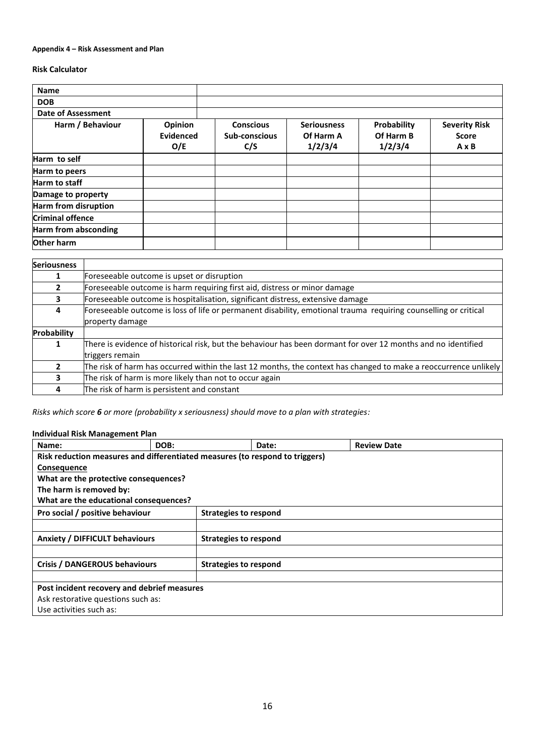**Appendix 4 – Risk Assessment and Plan**

**Risk Calculator**

| **Name** | | | | | |
|---|---|---|---|---|---|
| **DOB** | | | | | |
| **Date of Assessment** | | | | | |
| **Harm / Behaviour** | **Opinion Evidenced O/E** | **Conscious Sub-conscious C/S** | **Seriousness Of Harm A 1/2/3/4** | **Probability Of Harm B 1/2/3/4** | **Severity Risk Score A x B** |
| **Harm to self** | | | | | |
| **Harm to peers** | | | | | |
| **Harm to staff** | | | | | |
| **Damage to property** | | | | | |
| **Harm from disruption** | | | | | |
| **Criminal offence** | | | | | |
| **Harm from absconding** | | | | | |
| **Other harm** | | | | | |

| **Seriousness** | |
|---|---|
| **1** | Foreseeable outcome is upset or disruption |
| **2** | Foreseeable outcome is harm requiring first aid, distress or minor damage |
| **3** | Foreseeable outcome is hospitalisation, significant distress, extensive damage |
| **4** | Foreseeable outcome is loss of life or permanent disability, emotional trauma requiring counselling or critical property damage |
| **Probability** | |
| **1** | There is evidence of historical risk, but the behaviour has been dormant for over 12 months and no identified triggers remain |
| **2** | The risk of harm has occurred within the last 12 months, the context has changed to make a reoccurrence unlikely |
| **3** | The risk of harm is more likely than not to occur again |
| **4** | The risk of harm is persistent and constant |

*Risks which score **6** or more (probability x seriousness) should move to a plan with strategies:*

**Individual Risk Management Plan**

| **Name:** | **DOB:** | **Date:** | **Review Date** |
|---|---|---|---|
| **Risk reduction measures and differentiated measures (to respond to triggers)** <br> **Consequence** <br> **What are the protective consequences?** <br> **The harm is removed by:** <br> **What are the educational consequences?** | | | |
| **Pro social / positive behaviour** | **Strategies to respond** | | |
| | | | |
| **Anxiety / DIFFICULT behaviours** | **Strategies to respond** | | |
| | | | |
| **Crisis / DANGEROUS behaviours** | **Strategies to respond** | | |
| | | | |
| **Post incident recovery and debrief measures** <br> Ask restorative questions such as: <br> Use activities such as: | | | |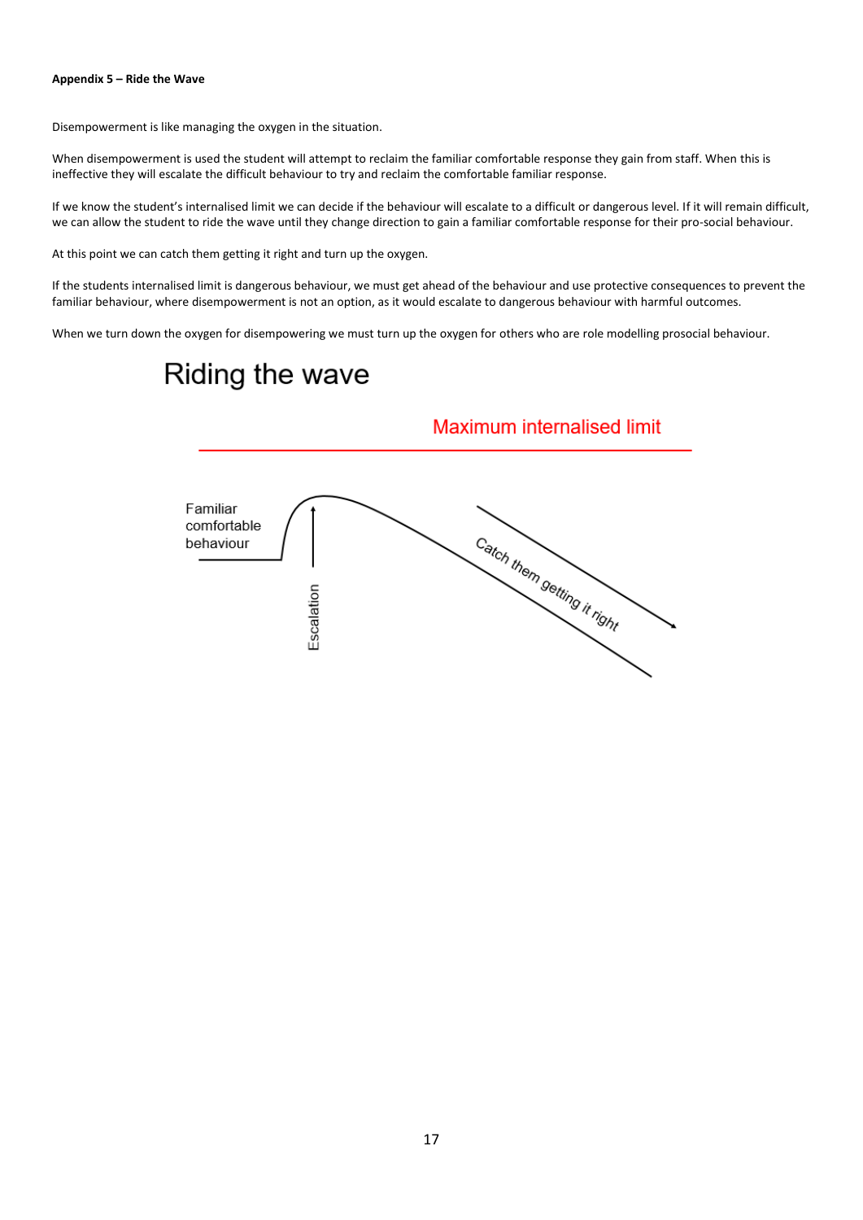**Appendix 5 – Ride the Wave**

Disempowerment is like managing the oxygen in the situation.

When disempowerment is used the student will attempt to reclaim the familiar comfortable response they gain from staff. When this is ineffective they will escalate the difficult behaviour to try and reclaim the comfortable familiar response.

If we know the student's internalised limit we can decide if the behaviour will escalate to a difficult or dangerous level. If it will remain difficult, we can allow the student to ride the wave until they change direction to gain a familiar comfortable response for their pro-social behaviour.

At this point we can catch them getting it right and turn up the oxygen.

If the students internalised limit is dangerous behaviour, we must get ahead of the behaviour and use protective consequences to prevent the familiar behaviour, where disempowerment is not an option, as it would escalate to dangerous behaviour with harmful outcomes.

When we turn down the oxygen for disempowering we must turn up the oxygen for others who are role modelling prosocial behaviour.

## Riding the wave

Maximum internalised limit

Familiar comfortable behaviour

Escalation

Catch them getting it right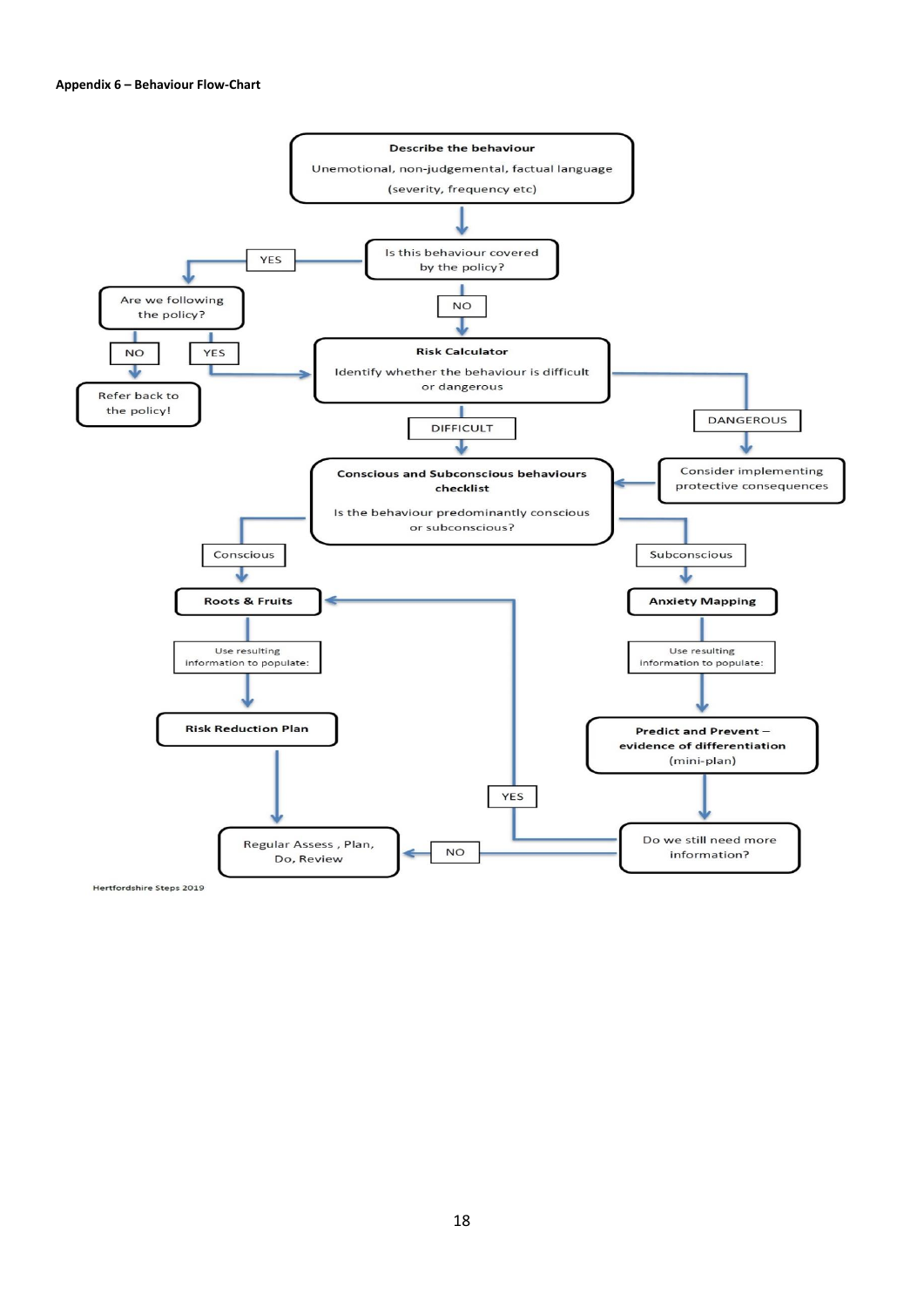**Appendix 6 – Behaviour Flow-Chart**

**Describe the behaviour**

Unemotional, non-judgemental, factual language

(severity, frequency etc)

Is this behaviour covered by the policy?

YES → Are we following the policy?

- NO → Refer back to the policy!
- YES → Risk Calculator

NO → **Risk Calculator**

Identify whether the behaviour is difficult or dangerous

DANGEROUS → Consider implementing protective consequences → Conscious and Subconscious behaviours checklist

DIFFICULT → **Conscious and Subconscious behaviours checklist**

Is the behaviour predominantly conscious or subconscious?

Conscious → **Roots & Fruits** → Use resulting information to populate: → **Risk Reduction Plan** → Regular Assess , Plan, Do, Review

Subconscious → **Anxiety Mapping** → Use resulting information to populate: → **Predict and Prevent – evidence of differentiation** (mini-plan) → Do we still need more information?

- YES → Roots & Fruits
- NO → Regular Assess , Plan, Do, Review

Hertfordshire Steps 2019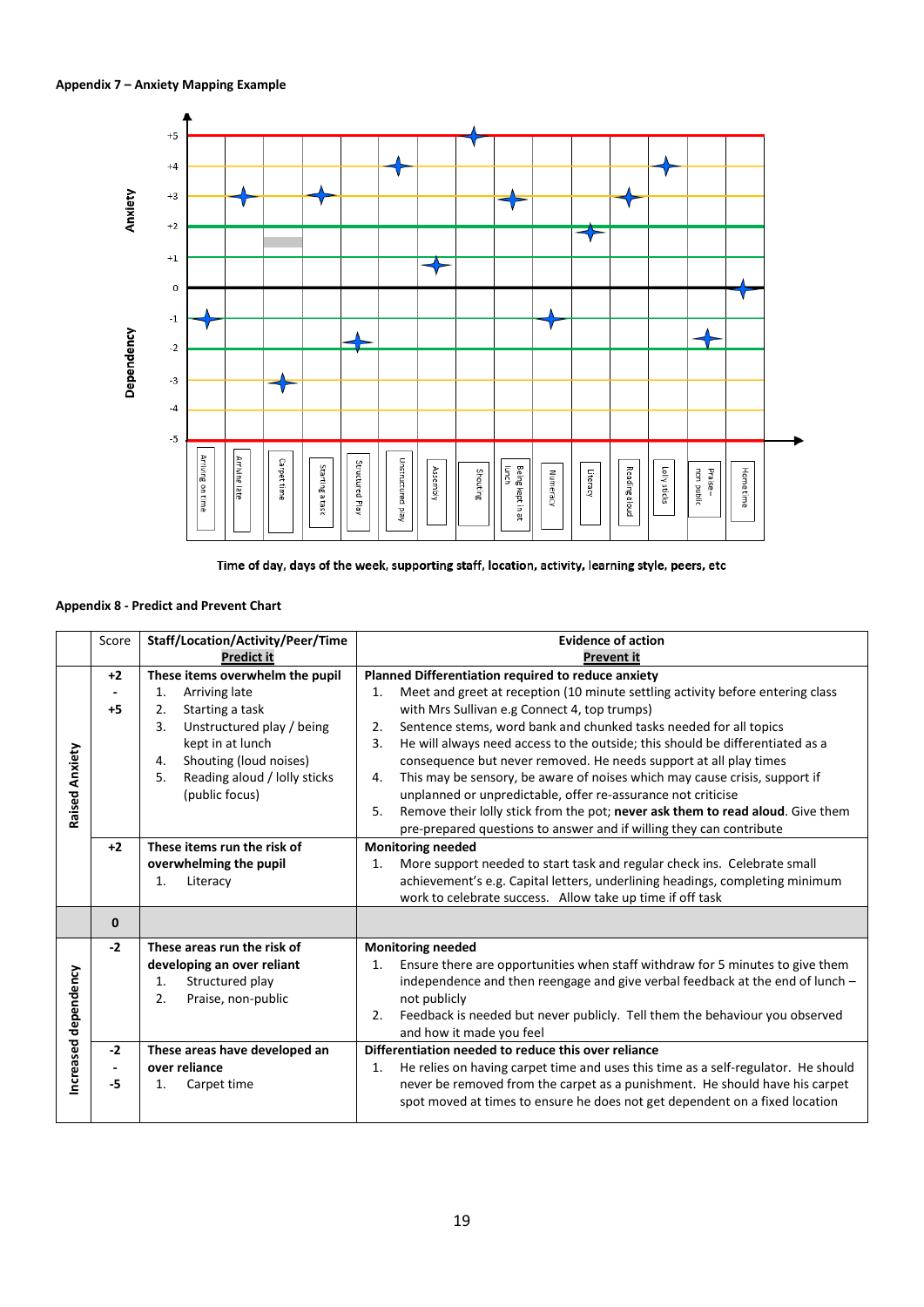**Appendix 7 – Anxiety Mapping Example**

Time of day, days of the week, supporting staff, location, activity, learning style, peers, etc

**Appendix 8 - Predict and Prevent Chart**

| | Score | Staff/Location/Activity/Peer/Time<br>**Predict it** | Evidence of action<br>**Prevent it** |
|---|---|---|---|
| **Raised Anxiety** | **+2<br>-<br>+5** | **These items overwhelm the pupil**<br>1. Arriving late<br>2. Starting a task<br>3. Unstructured play / being kept in at lunch<br>4. Shouting (loud noises)<br>5. Reading aloud / lolly sticks (public focus) | **Planned Differentiation required to reduce anxiety**<br>1. Meet and greet at reception (10 minute settling activity before entering class with Mrs Sullivan e.g Connect 4, top trumps)<br>2. Sentence stems, word bank and chunked tasks needed for all topics<br>3. He will always need access to the outside; this should be differentiated as a consequence but never removed. He needs support at all play times<br>4. This may be sensory, be aware of noises which may cause crisis, support if unplanned or unpredictable, offer re-assurance not criticise<br>5. Remove their lolly stick from the pot; **never ask them to read aloud**. Give them pre-prepared questions to answer and if willing they can contribute |
| | **+2** | **These items run the risk of overwhelming the pupil**<br>1. Literacy | **Monitoring needed**<br>1. More support needed to start task and regular check ins. Celebrate small achievement's e.g. Capital letters, underlining headings, completing minimum work to celebrate success. Allow take up time if off task |
| | **0** | | |
| **Increased dependency** | **-2** | **These areas run the risk of developing an over reliant**<br>1. Structured play<br>2. Praise, non-public | **Monitoring needed**<br>1. Ensure there are opportunities when staff withdraw for 5 minutes to give them independence and then reengage and give verbal feedback at the end of lunch – not publicly<br>2. Feedback is needed but never publicly. Tell them the behaviour you observed and how it made you feel |
| | **-2<br>-<br>-5** | **These areas have developed an over reliance**<br>1. Carpet time | **Differentiation needed to reduce this over reliance**<br>1. He relies on having carpet time and uses this time as a self-regulator. He should never be removed from the carpet as a punishment. He should have his carpet spot moved at times to ensure he does not get dependent on a fixed location |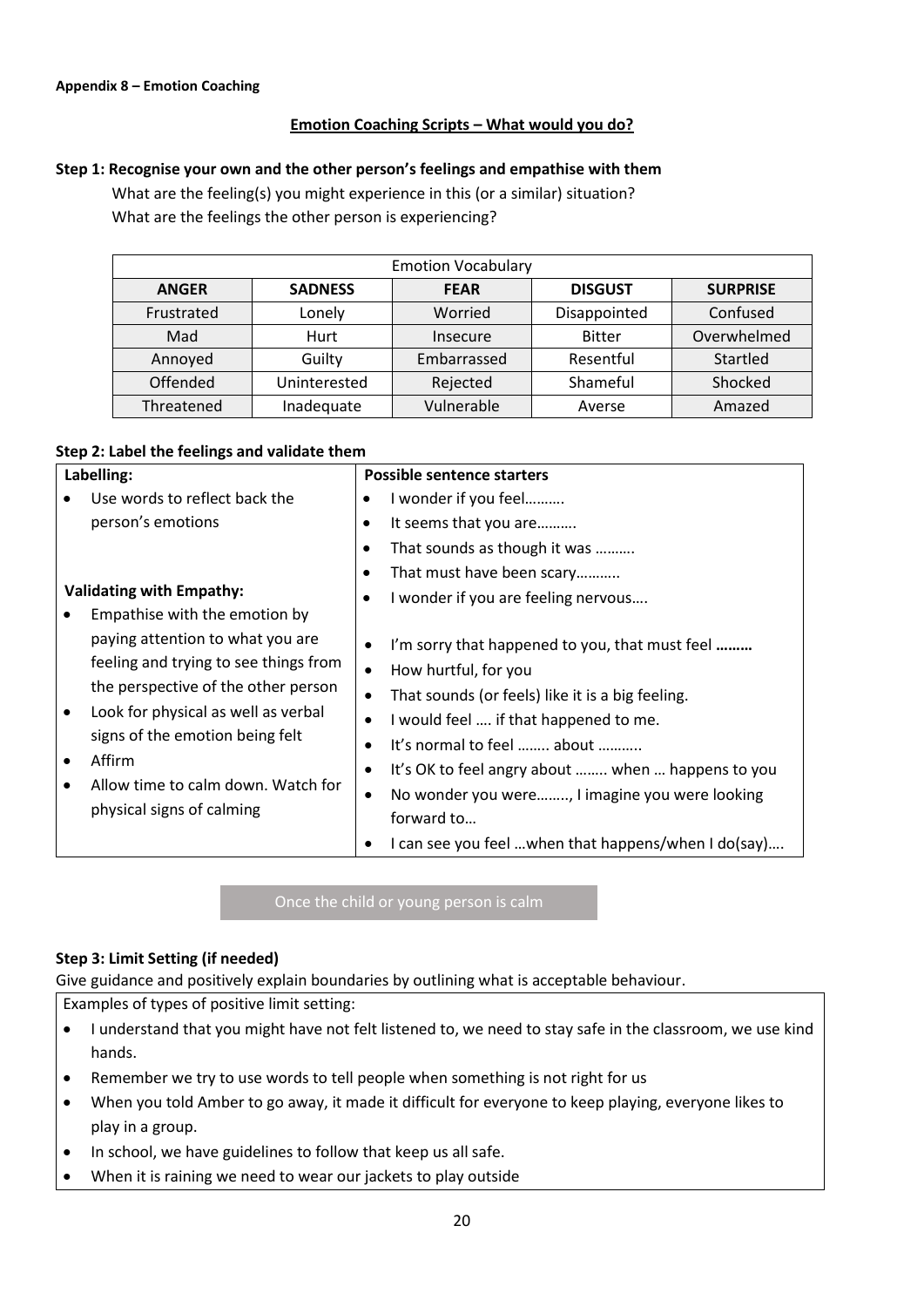**Appendix 8 – Emotion Coaching**

## Emotion Coaching Scripts – What would you do?

### Step 1: Recognise your own and the other person's feelings and empathise with them

What are the feeling(s) you might experience in this (or a similar) situation?
What are the feelings the other person is experiencing?

| Emotion Vocabulary | | | | |
|---|---|---|---|---|
| **ANGER** | **SADNESS** | **FEAR** | **DISGUST** | **SURPRISE** |
| Frustrated | Lonely | Worried | Disappointed | Confused |
| Mad | Hurt | Insecure | Bitter | Overwhelmed |
| Annoyed | Guilty | Embarrassed | Resentful | Startled |
| Offended | Uninterested | Rejected | Shameful | Shocked |
| Threatened | Inadequate | Vulnerable | Averse | Amazed |

### Step 2: Label the feelings and validate them

| Labelling: | Possible sentence starters |
|---|---|
| • Use words to reflect back the person's emotions | • I wonder if you feel……….<br>• It seems that you are……….<br>• That sounds as though it was ……….<br>• That must have been scary……….. |
| **Validating with Empathy:**<br>• Empathise with the emotion by paying attention to what you are feeling and trying to see things from the perspective of the other person<br>• Look for physical as well as verbal signs of the emotion being felt<br>• Affirm<br>• Allow time to calm down. Watch for physical signs of calming | • I wonder if you are feeling nervous….<br><br>• I'm sorry that happened to you, that must feel **………**<br>• How hurtful, for you<br>• That sounds (or feels) like it is a big feeling.<br>• I would feel …. if that happened to me.<br>• It's normal to feel …….. about ………..<br>• It's OK to feel angry about …….. when … happens to you<br>• No wonder you were…….., I imagine you were looking forward to…<br>• I can see you feel …when that happens/when I do(say)…. |

Once the child or young person is calm

### Step 3: Limit Setting (if needed)

Give guidance and positively explain boundaries by outlining what is acceptable behaviour.

Examples of types of positive limit setting:

- I understand that you might have not felt listened to, we need to stay safe in the classroom, we use kind hands.
- Remember we try to use words to tell people when something is not right for us
- When you told Amber to go away, it made it difficult for everyone to keep playing, everyone likes to play in a group.
- In school, we have guidelines to follow that keep us all safe.
- When it is raining we need to wear our jackets to play outside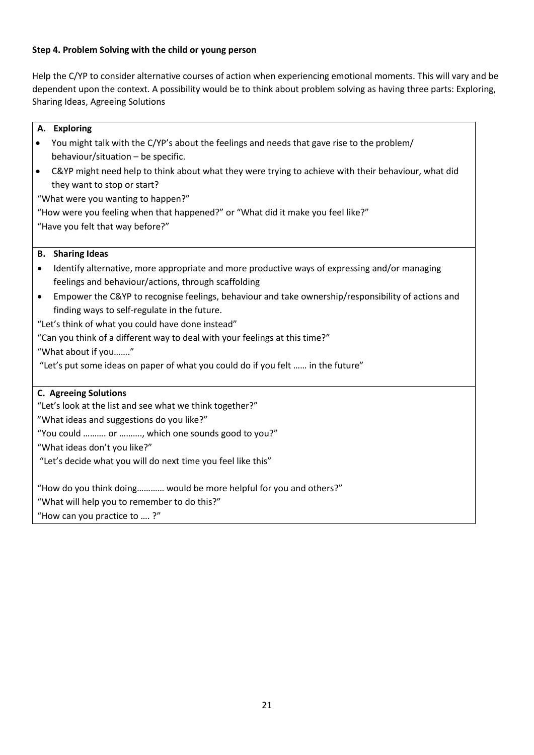**Step 4. Problem Solving with the child or young person**

Help the C/YP to consider alternative courses of action when experiencing emotional moments. This will vary and be dependent upon the context. A possibility would be to think about problem solving as having three parts: Exploring, Sharing Ideas, Agreeing Solutions

**A. Exploring**

- You might talk with the C/YP's about the feelings and needs that gave rise to the problem/ behaviour/situation – be specific.
- C&YP might need help to think about what they were trying to achieve with their behaviour, what did they want to stop or start?

"What were you wanting to happen?"

"How were you feeling when that happened?" or "What did it make you feel like?"

"Have you felt that way before?"

**B. Sharing Ideas**

- Identify alternative, more appropriate and more productive ways of expressing and/or managing feelings and behaviour/actions, through scaffolding
- Empower the C&YP to recognise feelings, behaviour and take ownership/responsibility of actions and finding ways to self-regulate in the future.

"Let's think of what you could have done instead"

"Can you think of a different way to deal with your feelings at this time?"

"What about if you……."

"Let's put some ideas on paper of what you could do if you felt …… in the future"

**C. Agreeing Solutions**

"Let's look at the list and see what we think together?"

"What ideas and suggestions do you like?"

"You could ………. or ………., which one sounds good to you?"

"What ideas don't you like?"

"Let's decide what you will do next time you feel like this"

"How do you think doing………… would be more helpful for you and others?"

"What will help you to remember to do this?"

"How can you practice to …. ?"